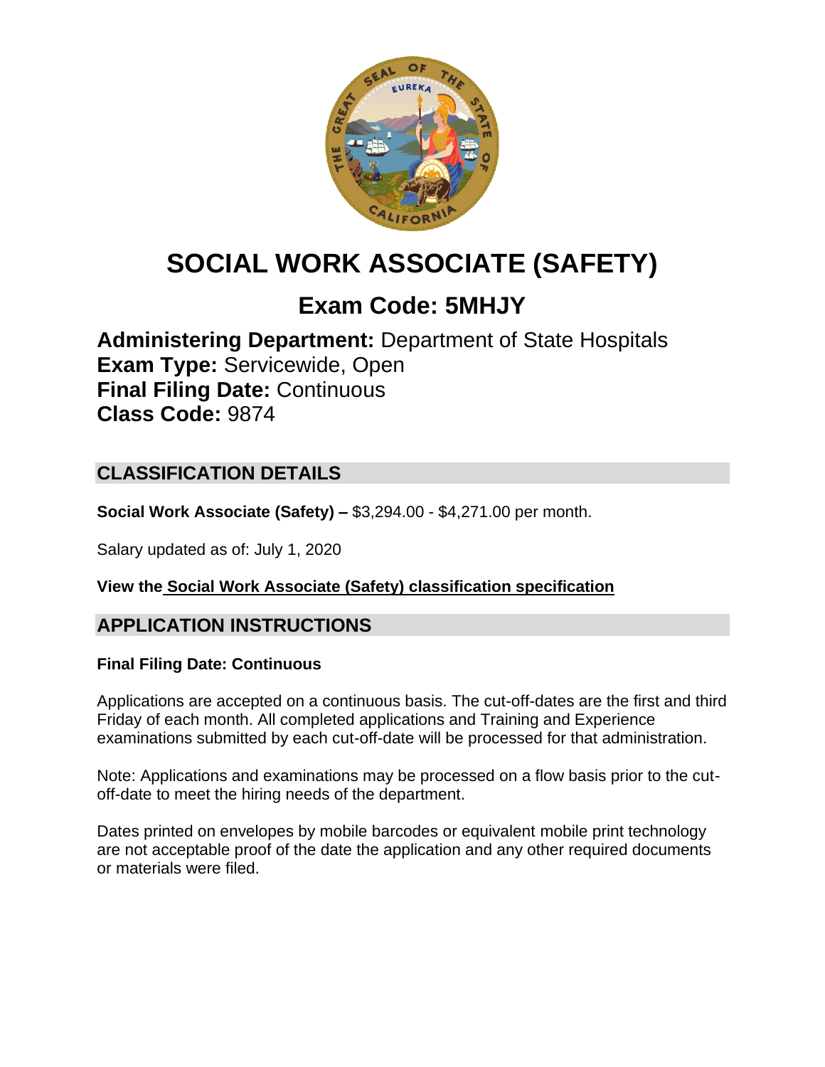# SOCIAL WORK ASSOCIATE (SAFETY)

## Exam Code: 5MHJY

**Administering Department:** Department of State Hospitals
**Exam Type:** Servicewide, Open
**Final Filing Date:** Continuous
**Class Code:** 9874

## CLASSIFICATION DETAILS

**Social Work Associate (Safety) –** $3,294.00 - $4,271.00 per month.

Salary updated as of: July 1, 2020

**View the Social Work Associate (Safety) classification specification**

## APPLICATION INSTRUCTIONS

**Final Filing Date: Continuous**

Applications are accepted on a continuous basis. The cut-off-dates are the first and third Friday of each month. All completed applications and Training and Experience examinations submitted by each cut-off-date will be processed for that administration.

Note: Applications and examinations may be processed on a flow basis prior to the cut-off-date to meet the hiring needs of the department.

Dates printed on envelopes by mobile barcodes or equivalent mobile print technology are not acceptable proof of the date the application and any other required documents or materials were filed.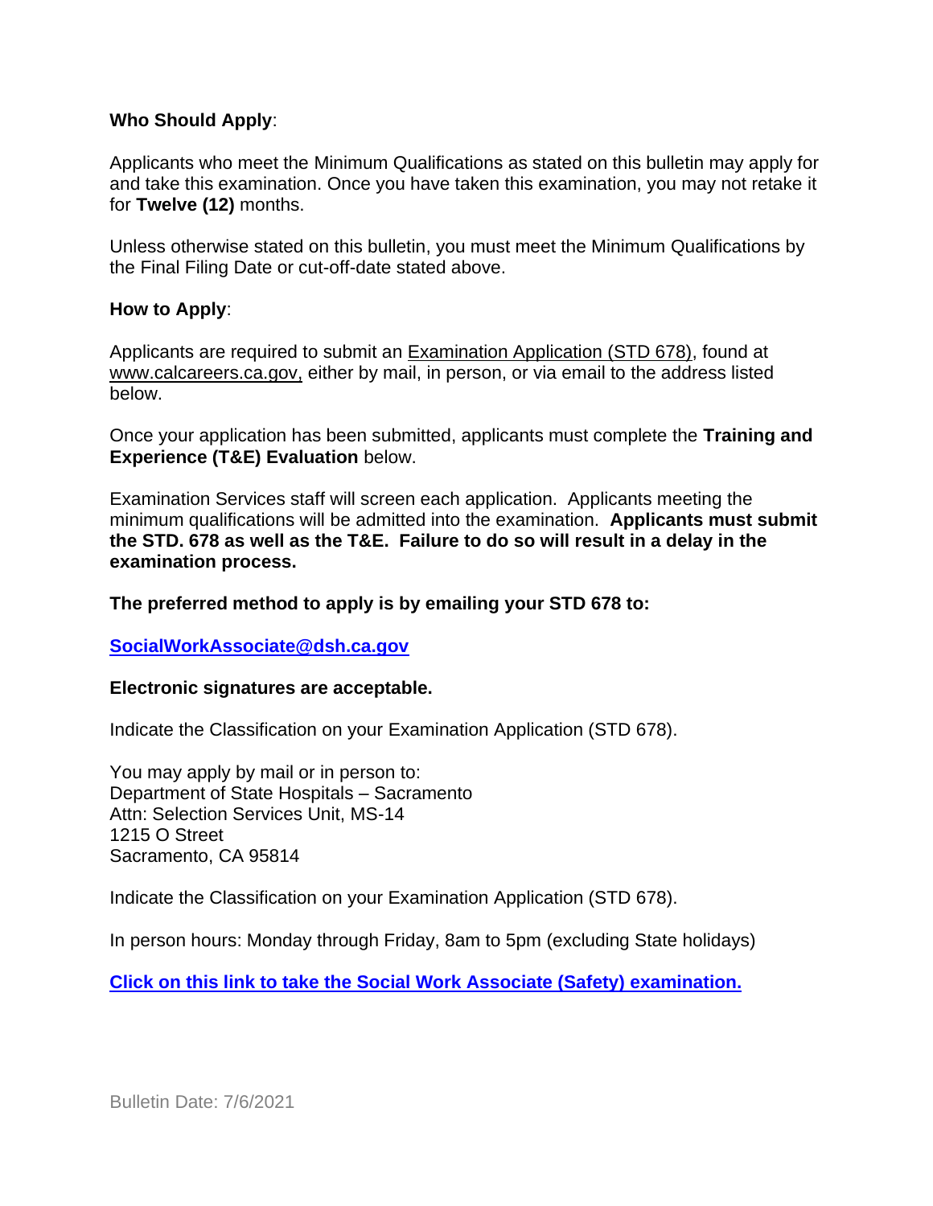**Who Should Apply**:

Applicants who meet the Minimum Qualifications as stated on this bulletin may apply for and take this examination. Once you have taken this examination, you may not retake it for **Twelve (12)** months.

Unless otherwise stated on this bulletin, you must meet the Minimum Qualifications by the Final Filing Date or cut-off-date stated above.

**How to Apply**:

Applicants are required to submit an Examination Application (STD 678), found at www.calcareers.ca.gov, either by mail, in person, or via email to the address listed below.

Once your application has been submitted, applicants must complete the **Training and Experience (T&E) Evaluation** below.

Examination Services staff will screen each application. Applicants meeting the minimum qualifications will be admitted into the examination. **Applicants must submit the STD. 678 as well as the T&E. Failure to do so will result in a delay in the examination process.**

**The preferred method to apply is by emailing your STD 678 to:**

**SocialWorkAssociate@dsh.ca.gov**

**Electronic signatures are acceptable.**

Indicate the Classification on your Examination Application (STD 678).

You may apply by mail or in person to:
Department of State Hospitals – Sacramento
Attn: Selection Services Unit, MS-14
1215 O Street
Sacramento, CA 95814

Indicate the Classification on your Examination Application (STD 678).

In person hours: Monday through Friday, 8am to 5pm (excluding State holidays)

**Click on this link to take the Social Work Associate (Safety) examination.**

Bulletin Date: 7/6/2021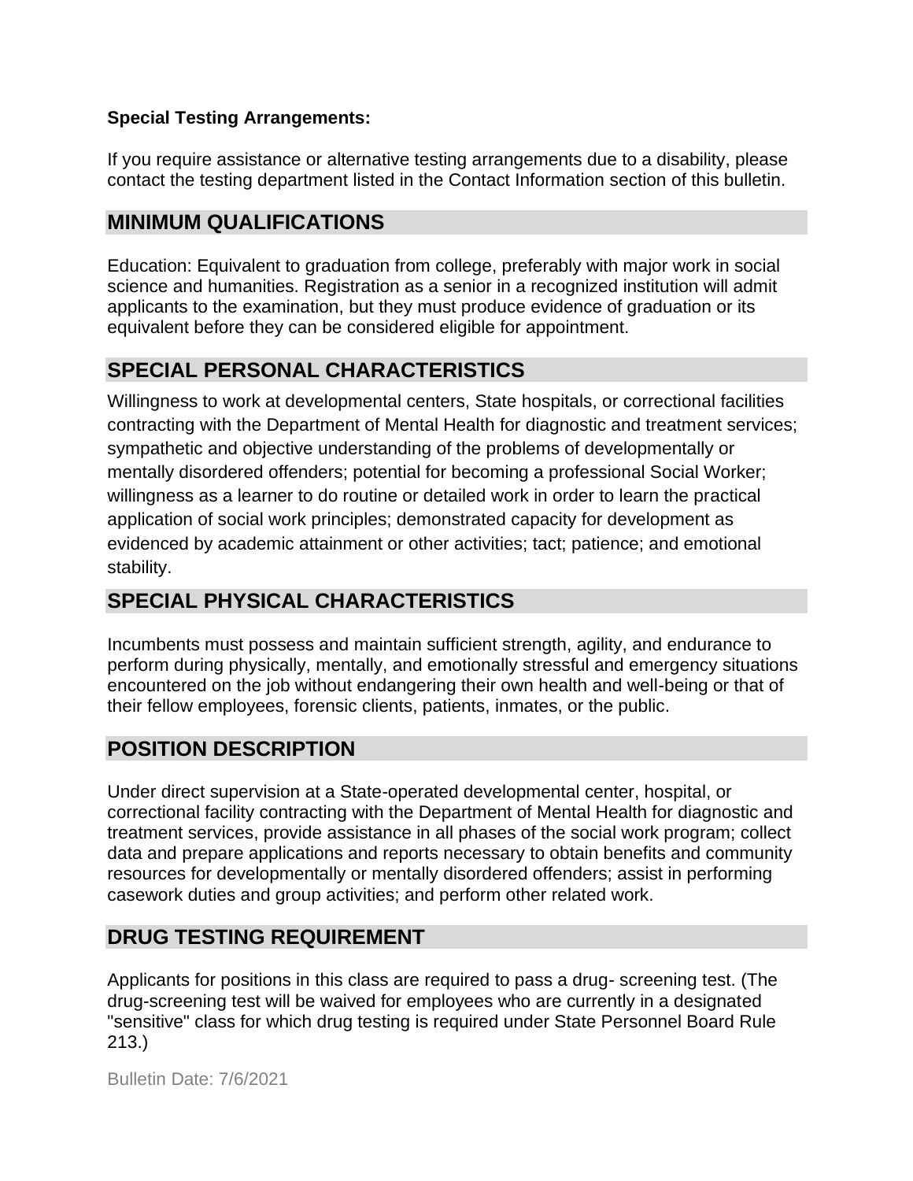**Special Testing Arrangements:**

If you require assistance or alternative testing arrangements due to a disability, please contact the testing department listed in the Contact Information section of this bulletin.

## MINIMUM QUALIFICATIONS

Education: Equivalent to graduation from college, preferably with major work in social science and humanities. Registration as a senior in a recognized institution will admit applicants to the examination, but they must produce evidence of graduation or its equivalent before they can be considered eligible for appointment.

## SPECIAL PERSONAL CHARACTERISTICS

Willingness to work at developmental centers, State hospitals, or correctional facilities contracting with the Department of Mental Health for diagnostic and treatment services; sympathetic and objective understanding of the problems of developmentally or mentally disordered offenders; potential for becoming a professional Social Worker; willingness as a learner to do routine or detailed work in order to learn the practical application of social work principles; demonstrated capacity for development as evidenced by academic attainment or other activities; tact; patience; and emotional stability.

## SPECIAL PHYSICAL CHARACTERISTICS

Incumbents must possess and maintain sufficient strength, agility, and endurance to perform during physically, mentally, and emotionally stressful and emergency situations encountered on the job without endangering their own health and well-being or that of their fellow employees, forensic clients, patients, inmates, or the public.

## POSITION DESCRIPTION

Under direct supervision at a State-operated developmental center, hospital, or correctional facility contracting with the Department of Mental Health for diagnostic and treatment services, provide assistance in all phases of the social work program; collect data and prepare applications and reports necessary to obtain benefits and community resources for developmentally or mentally disordered offenders; assist in performing casework duties and group activities; and perform other related work.

## DRUG TESTING REQUIREMENT

Applicants for positions in this class are required to pass a drug- screening test. (The drug-screening test will be waived for employees who are currently in a designated "sensitive" class for which drug testing is required under State Personnel Board Rule 213.)

Bulletin Date: 7/6/2021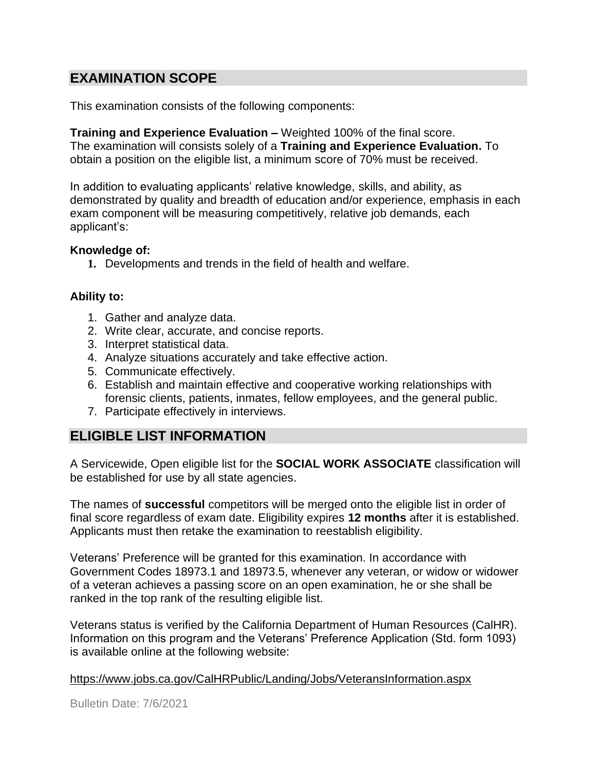## EXAMINATION SCOPE

This examination consists of the following components:

**Training and Experience Evaluation –** Weighted 100% of the final score.
The examination will consists solely of a **Training and Experience Evaluation.** To obtain a position on the eligible list, a minimum score of 70% must be received.

In addition to evaluating applicants' relative knowledge, skills, and ability, as demonstrated by quality and breadth of education and/or experience, emphasis in each exam component will be measuring competitively, relative job demands, each applicant's:

**Knowledge of:**

1. Developments and trends in the field of health and welfare.

**Ability to:**

1. Gather and analyze data.
2. Write clear, accurate, and concise reports.
3. Interpret statistical data.
4. Analyze situations accurately and take effective action.
5. Communicate effectively.
6. Establish and maintain effective and cooperative working relationships with forensic clients, patients, inmates, fellow employees, and the general public.
7. Participate effectively in interviews.

## ELIGIBLE LIST INFORMATION

A Servicewide, Open eligible list for the **SOCIAL WORK ASSOCIATE** classification will be established for use by all state agencies.

The names of **successful** competitors will be merged onto the eligible list in order of final score regardless of exam date. Eligibility expires **12 months** after it is established. Applicants must then retake the examination to reestablish eligibility.

Veterans' Preference will be granted for this examination. In accordance with Government Codes 18973.1 and 18973.5, whenever any veteran, or widow or widower of a veteran achieves a passing score on an open examination, he or she shall be ranked in the top rank of the resulting eligible list.

Veterans status is verified by the California Department of Human Resources (CalHR). Information on this program and the Veterans' Preference Application (Std. form 1093) is available online at the following website:

https://www.jobs.ca.gov/CalHRPublic/Landing/Jobs/VeteransInformation.aspx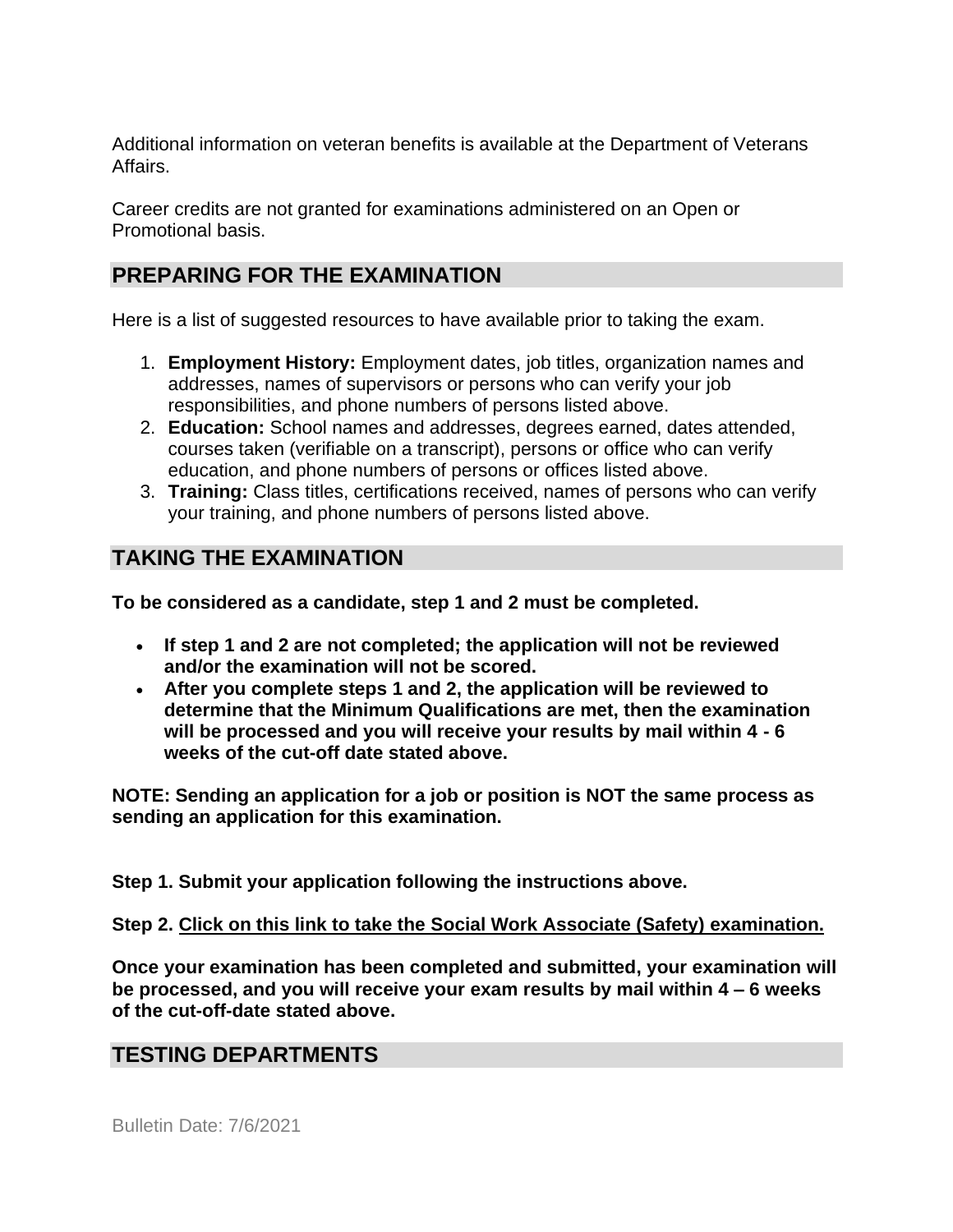Additional information on veteran benefits is available at the Department of Veterans Affairs.

Career credits are not granted for examinations administered on an Open or Promotional basis.

## PREPARING FOR THE EXAMINATION

Here is a list of suggested resources to have available prior to taking the exam.

1. **Employment History:** Employment dates, job titles, organization names and addresses, names of supervisors or persons who can verify your job responsibilities, and phone numbers of persons listed above.
2. **Education:** School names and addresses, degrees earned, dates attended, courses taken (verifiable on a transcript), persons or office who can verify education, and phone numbers of persons or offices listed above.
3. **Training:** Class titles, certifications received, names of persons who can verify your training, and phone numbers of persons listed above.

## TAKING THE EXAMINATION

**To be considered as a candidate, step 1 and 2 must be completed.**

- **If step 1 and 2 are not completed; the application will not be reviewed and/or the examination will not be scored.**
- **After you complete steps 1 and 2, the application will be reviewed to determine that the Minimum Qualifications are met, then the examination will be processed and you will receive your results by mail within 4 - 6 weeks of the cut-off date stated above.**

**NOTE: Sending an application for a job or position is NOT the same process as sending an application for this examination.**

**Step 1. Submit your application following the instructions above.**

**Step 2. Click on this link to take the Social Work Associate (Safety) examination.**

**Once your examination has been completed and submitted, your examination will be processed, and you will receive your exam results by mail within 4 – 6 weeks of the cut-off-date stated above.**

## TESTING DEPARTMENTS

Bulletin Date: 7/6/2021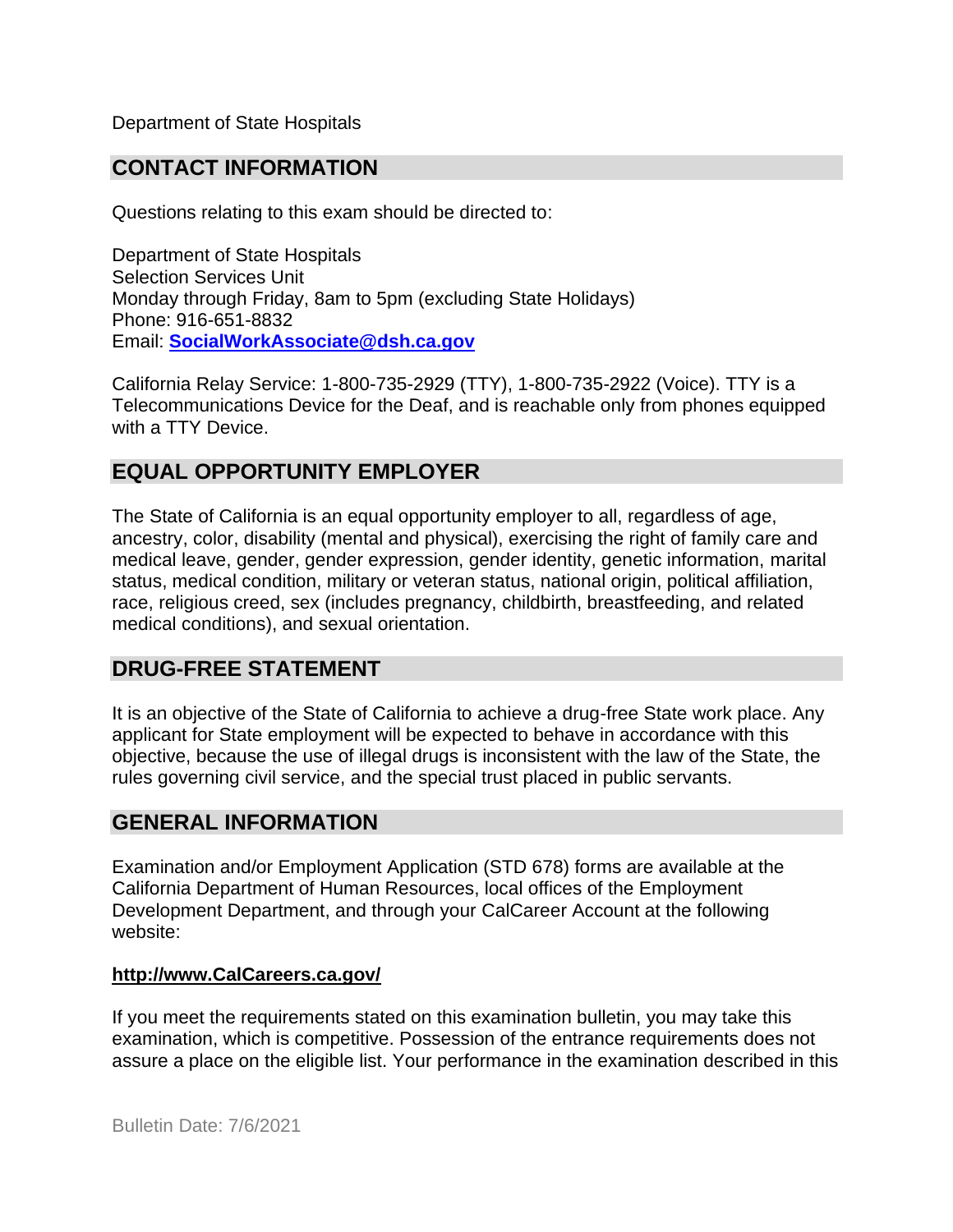Department of State Hospitals

## CONTACT INFORMATION

Questions relating to this exam should be directed to:

Department of State Hospitals
Selection Services Unit
Monday through Friday, 8am to 5pm (excluding State Holidays)
Phone: 916-651-8832
Email: **SocialWorkAssociate@dsh.ca.gov**

California Relay Service: 1-800-735-2929 (TTY), 1-800-735-2922 (Voice). TTY is a Telecommunications Device for the Deaf, and is reachable only from phones equipped with a TTY Device.

## EQUAL OPPORTUNITY EMPLOYER

The State of California is an equal opportunity employer to all, regardless of age, ancestry, color, disability (mental and physical), exercising the right of family care and medical leave, gender, gender expression, gender identity, genetic information, marital status, medical condition, military or veteran status, national origin, political affiliation, race, religious creed, sex (includes pregnancy, childbirth, breastfeeding, and related medical conditions), and sexual orientation.

## DRUG-FREE STATEMENT

It is an objective of the State of California to achieve a drug-free State work place. Any applicant for State employment will be expected to behave in accordance with this objective, because the use of illegal drugs is inconsistent with the law of the State, the rules governing civil service, and the special trust placed in public servants.

## GENERAL INFORMATION

Examination and/or Employment Application (STD 678) forms are available at the California Department of Human Resources, local offices of the Employment Development Department, and through your CalCareer Account at the following website:

**http://www.CalCareers.ca.gov/**

If you meet the requirements stated on this examination bulletin, you may take this examination, which is competitive. Possession of the entrance requirements does not assure a place on the eligible list. Your performance in the examination described in this

Bulletin Date: 7/6/2021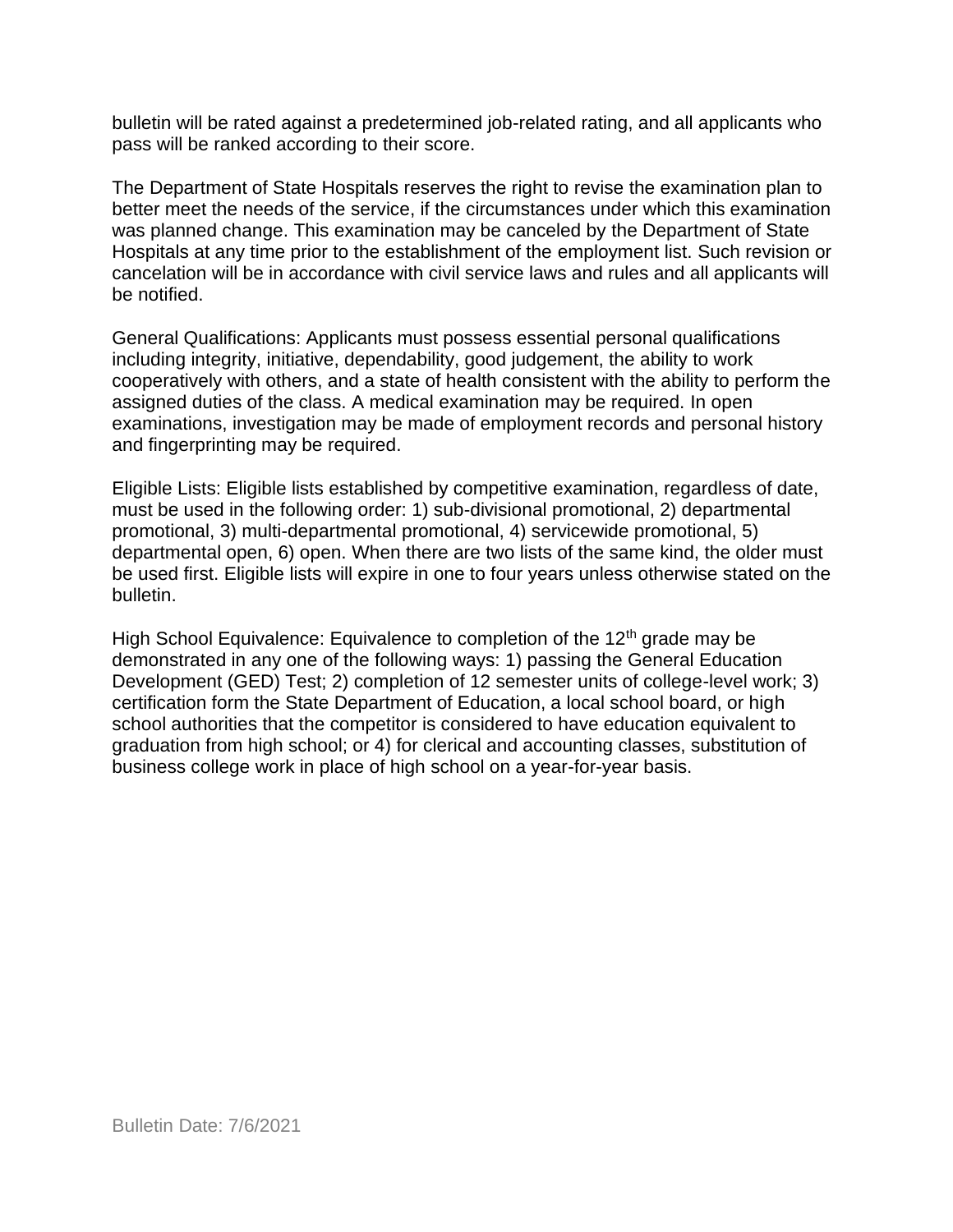bulletin will be rated against a predetermined job-related rating, and all applicants who pass will be ranked according to their score.

The Department of State Hospitals reserves the right to revise the examination plan to better meet the needs of the service, if the circumstances under which this examination was planned change. This examination may be canceled by the Department of State Hospitals at any time prior to the establishment of the employment list. Such revision or cancelation will be in accordance with civil service laws and rules and all applicants will be notified.

General Qualifications: Applicants must possess essential personal qualifications including integrity, initiative, dependability, good judgement, the ability to work cooperatively with others, and a state of health consistent with the ability to perform the assigned duties of the class. A medical examination may be required. In open examinations, investigation may be made of employment records and personal history and fingerprinting may be required.

Eligible Lists: Eligible lists established by competitive examination, regardless of date, must be used in the following order: 1) sub-divisional promotional, 2) departmental promotional, 3) multi-departmental promotional, 4) servicewide promotional, 5) departmental open, 6) open. When there are two lists of the same kind, the older must be used first. Eligible lists will expire in one to four years unless otherwise stated on the bulletin.

High School Equivalence: Equivalence to completion of the 12th grade may be demonstrated in any one of the following ways: 1) passing the General Education Development (GED) Test; 2) completion of 12 semester units of college-level work; 3) certification form the State Department of Education, a local school board, or high school authorities that the competitor is considered to have education equivalent to graduation from high school; or 4) for clerical and accounting classes, substitution of business college work in place of high school on a year-for-year basis.

Bulletin Date: 7/6/2021